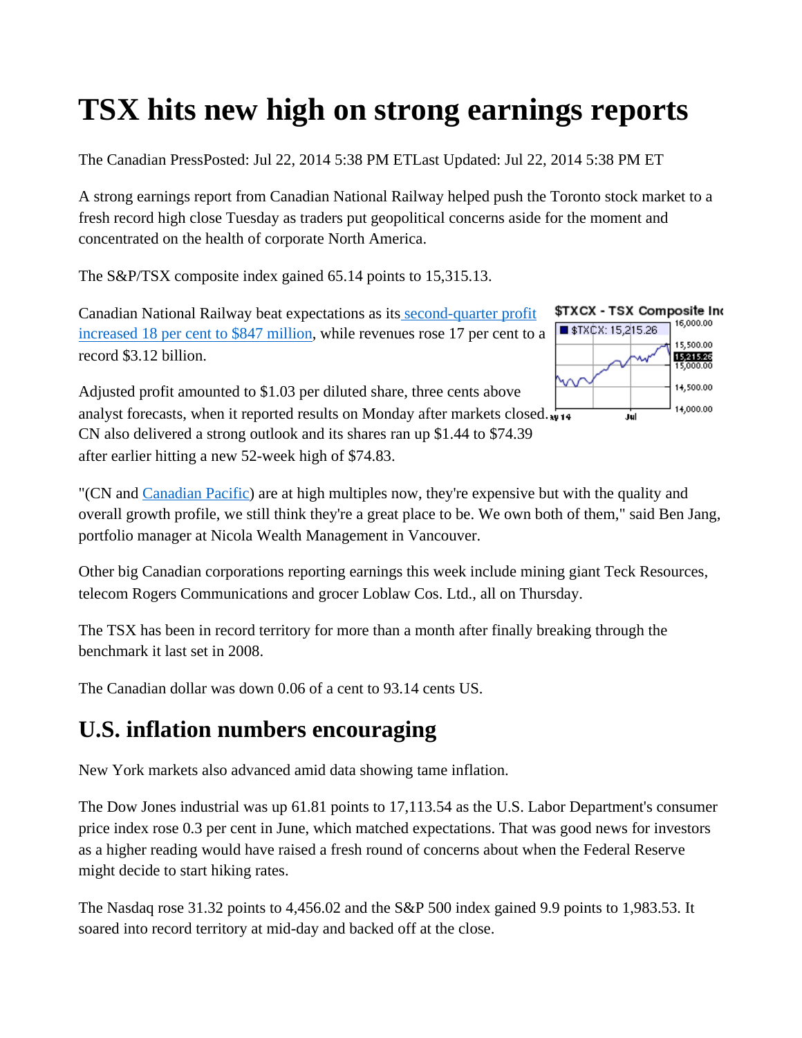# TSX hits new high on strong earnings reports

The Canadian PressPosted: Jul 22, 2014 5:38 PM ETLast Updated: Jul 22, 2014 5:38 PM ET

A strong earnings report from Canadian National Railway helped push the Toronto stock market to a fresh record high close Tuesday as traders put geopolitical concerns aside for the moment and concentrated on the health of corporate North America.

The S&P/TSX composite index gained 65.14 points to 15,315.13.

Canadian National Railway beat expectations as its second-quarter profit increased 18 per cent to $847 million, while revenues rose 17 per cent to a record $3.12 billion.

Adjusted profit amounted to $1.03 per diluted share, three cents above analyst forecasts, when it reported results on Monday after markets closed. CN also delivered a strong outlook and its shares ran up $1.44 to $74.39 after earlier hitting a new 52-week high of $74.83.

"(CN and Canadian Pacific) are at high multiples now, they're expensive but with the quality and overall growth profile, we still think they're a great place to be. We own both of them," said Ben Jang, portfolio manager at Nicola Wealth Management in Vancouver.

Other big Canadian corporations reporting earnings this week include mining giant Teck Resources, telecom Rogers Communications and grocer Loblaw Cos. Ltd., all on Thursday.

The TSX has been in record territory for more than a month after finally breaking through the benchmark it last set in 2008.

The Canadian dollar was down 0.06 of a cent to 93.14 cents US.

## U.S. inflation numbers encouraging

New York markets also advanced amid data showing tame inflation.

The Dow Jones industrial was up 61.81 points to 17,113.54 as the U.S. Labor Department's consumer price index rose 0.3 per cent in June, which matched expectations. That was good news for investors as a higher reading would have raised a fresh round of concerns about when the Federal Reserve might decide to start hiking rates.

The Nasdaq rose 31.32 points to 4,456.02 and the S&P 500 index gained 9.9 points to 1,983.53. It soared into record territory at mid-day and backed off at the close.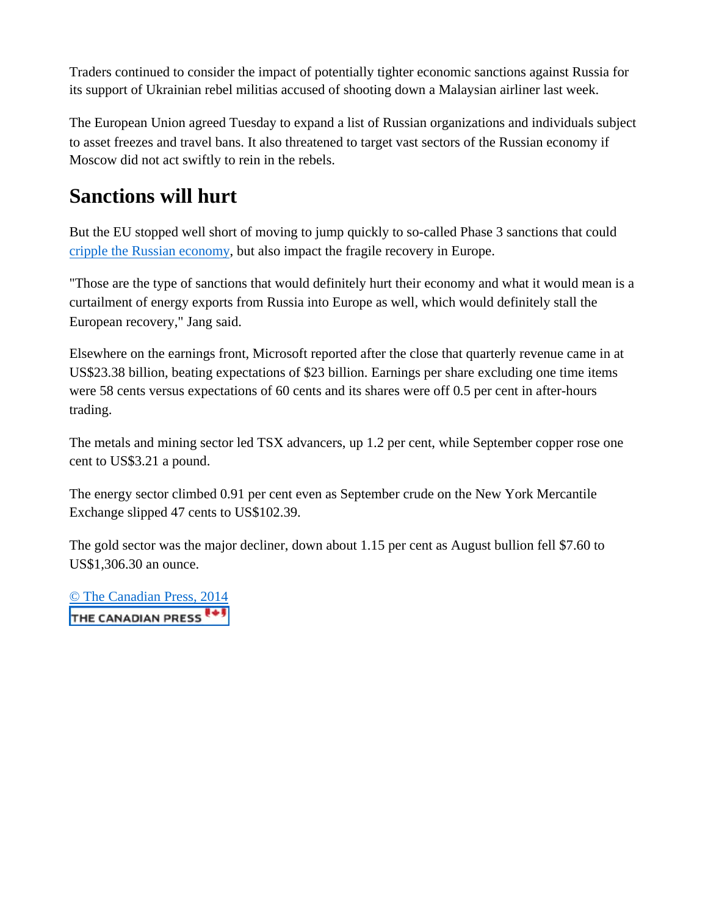Traders continued to consider the impact of potentially tighter economic sanctions against Russia for its support of Ukrainian rebel militias accused of shooting down a Malaysian airliner last week.

The European Union agreed Tuesday to expand a list of Russian organizations and individuals subject to asset freezes and travel bans. It also threatened to target vast sectors of the Russian economy if Moscow did not act swiftly to rein in the rebels.

## Sanctions will hurt

But the EU stopped well short of moving to jump quickly to so-called Phase 3 sanctions that could cripple the Russian economy, but also impact the fragile recovery in Europe.

"Those are the type of sanctions that would definitely hurt their economy and what it would mean is a curtailment of energy exports from Russia into Europe as well, which would definitely stall the European recovery," Jang said.

Elsewhere on the earnings front, Microsoft reported after the close that quarterly revenue came in at US$23.38 billion, beating expectations of $23 billion. Earnings per share excluding one time items were 58 cents versus expectations of 60 cents and its shares were off 0.5 per cent in after-hours trading.

The metals and mining sector led TSX advancers, up 1.2 per cent, while September copper rose one cent to US$3.21 a pound.

The energy sector climbed 0.91 per cent even as September crude on the New York Mercantile Exchange slipped 47 cents to US$102.39.

The gold sector was the major decliner, down about 1.15 per cent as August bullion fell $7.60 to US$1,306.30 an ounce.

© The Canadian Press, 2014

THE CANADIAN PRESS